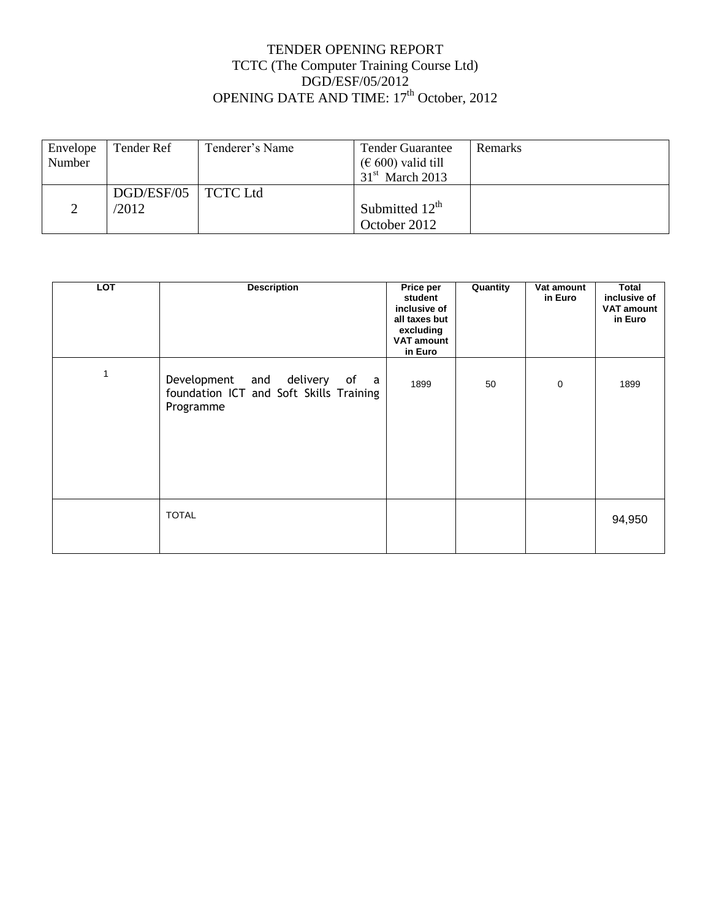# TENDER OPENING REPORT
## TCTC (The Computer Training Course Ltd)
## DGD/ESF/05/2012
## OPENING DATE AND TIME: 17th October, 2012

| Envelope Number | Tender Ref | Tenderer's Name | Tender Guarantee (€ 600) valid till 31st March 2013 | Remarks |
|---|---|---|---|---|
| 2 | DGD/ESF/05 /2012 | TCTC Ltd | Submitted 12th October 2012 | |

| LOT | Description | Price per student inclusive of all taxes but excluding VAT amount in Euro | Quantity | Vat amount in Euro | Total inclusive of VAT amount in Euro |
|---|---|---|---|---|---|
| 1 | Development and delivery of a foundation ICT and Soft Skills Training Programme | 1899 | 50 | 0 | 1899 |
| | TOTAL | | | | 94,950 |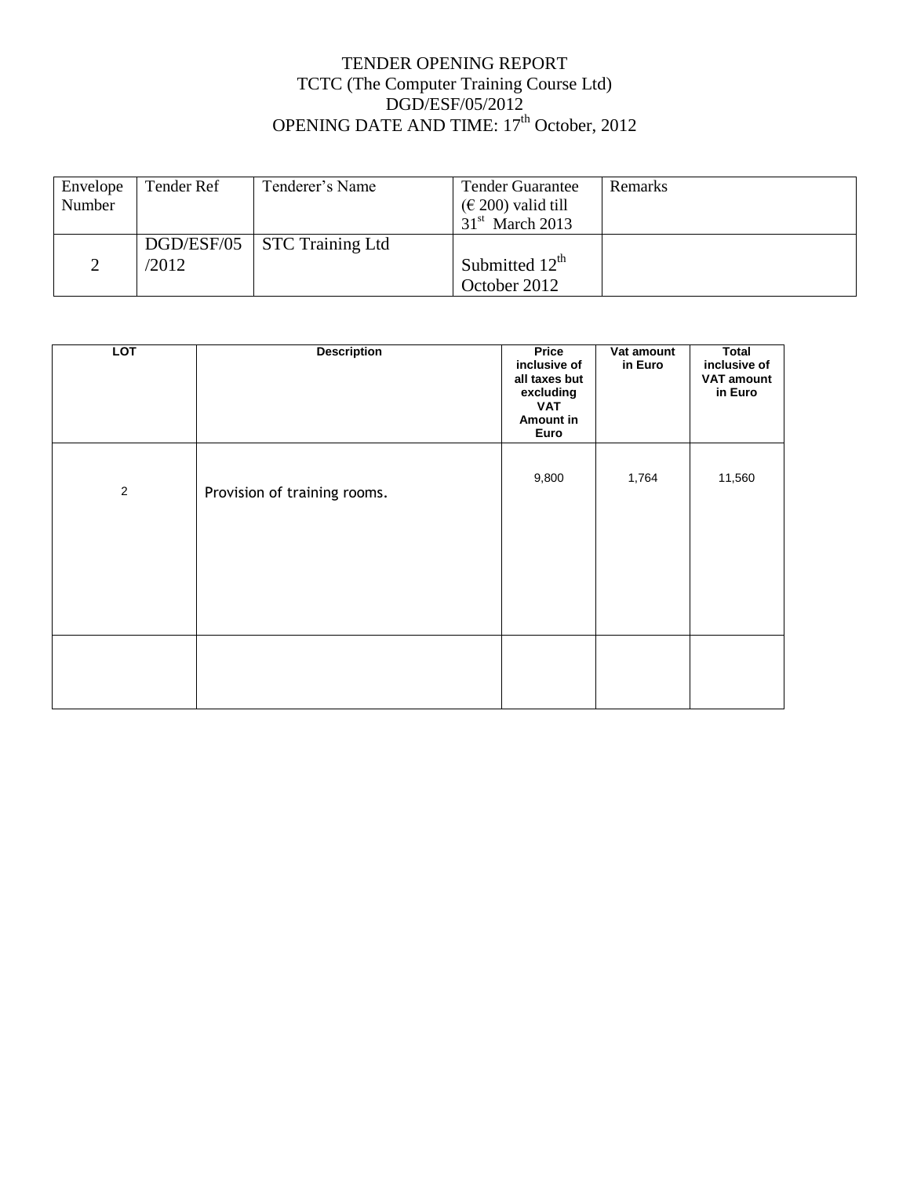TENDER OPENING REPORT
TCTC (The Computer Training Course Ltd)
DGD/ESF/05/2012
OPENING DATE AND TIME: 17th October, 2012

| Envelope Number | Tender Ref | Tenderer's Name | Tender Guarantee (€ 200) valid till 31st March 2013 | Remarks |
|---|---|---|---|---|
| 2 | DGD/ESF/05/2012 | STC Training Ltd | Submitted 12th October 2012 | |

| LOT | Description | Price inclusive of all taxes but excluding VAT Amount in Euro | Vat amount in Euro | Total inclusive of VAT amount in Euro |
|---|---|---|---|---|
| 2 | Provision of training rooms. | 9,800 | 1,764 | 11,560 |
| | | | | |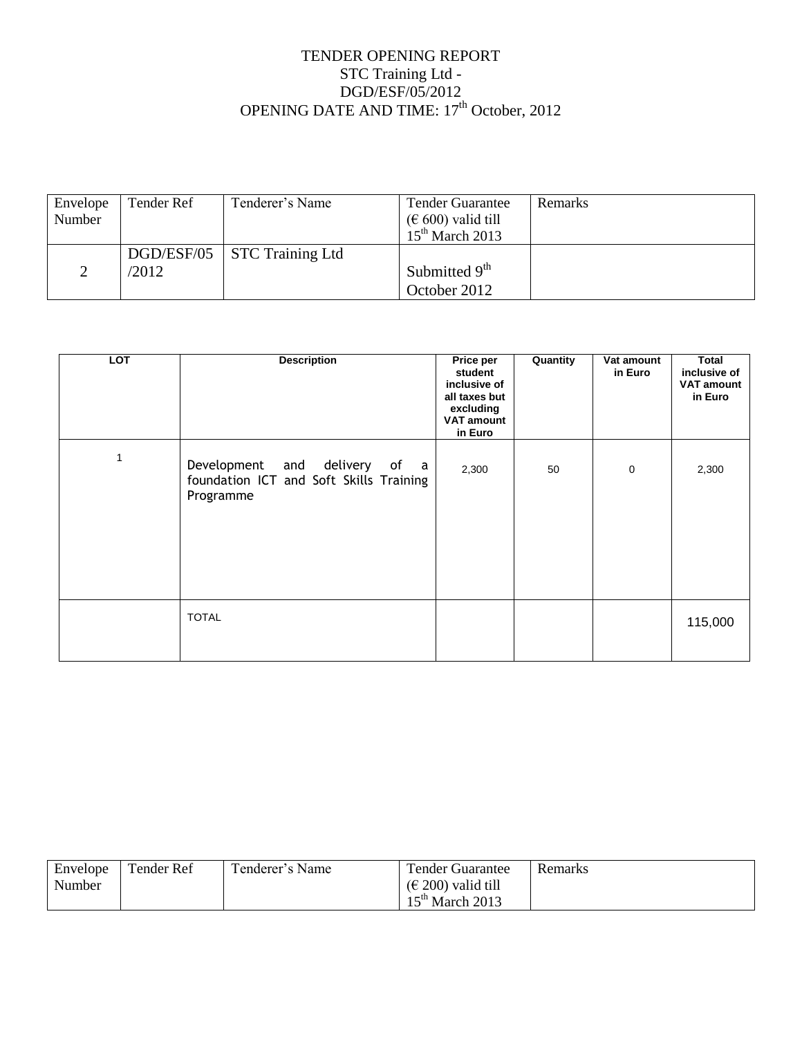TENDER OPENING REPORT
STC Training Ltd -
DGD/ESF/05/2012
OPENING DATE AND TIME: 17th October, 2012

| Envelope Number | Tender Ref | Tenderer's Name | Tender Guarantee (€ 600) valid till 15th March 2013 | Remarks |
|---|---|---|---|---|
| 2 | DGD/ESF/05/2012 | STC Training Ltd | Submitted 9th October 2012 | |

| LOT | Description | Price per student inclusive of all taxes but excluding VAT amount in Euro | Quantity | Vat amount in Euro | Total inclusive of VAT amount in Euro |
|---|---|---|---|---|---|
| 1 | Development and delivery of a foundation ICT and Soft Skills Training Programme | 2,300 | 50 | 0 | 2,300 |
| | TOTAL | | | | 115,000 |

| Envelope Number | Tender Ref | Tenderer's Name | Tender Guarantee (€ 200) valid till 15th March 2013 | Remarks |
|---|---|---|---|---|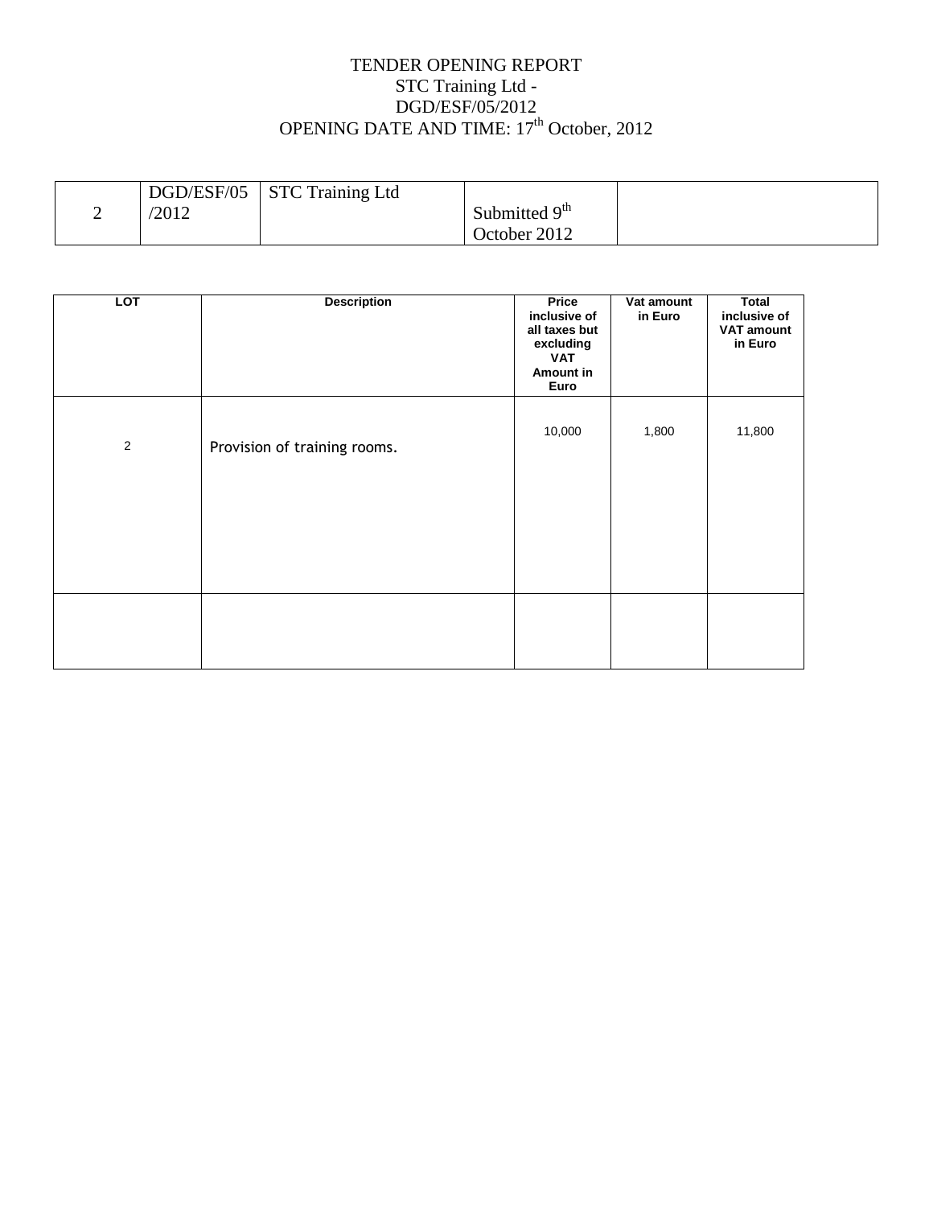TENDER OPENING REPORT
STC Training Ltd -
DGD/ESF/05/2012
OPENING DATE AND TIME: 17th October, 2012

| | | | | |
|---|---|---|---|---|
| 2 | DGD/ESF/05/2012 | STC Training Ltd | Submitted 9th October 2012 | |

| LOT | Description | Price inclusive of all taxes but excluding VAT Amount in Euro | Vat amount in Euro | Total inclusive of VAT amount in Euro |
|---|---|---|---|---|
| 2 | Provision of training rooms. | 10,000 | 1,800 | 11,800 |
| | | | | |